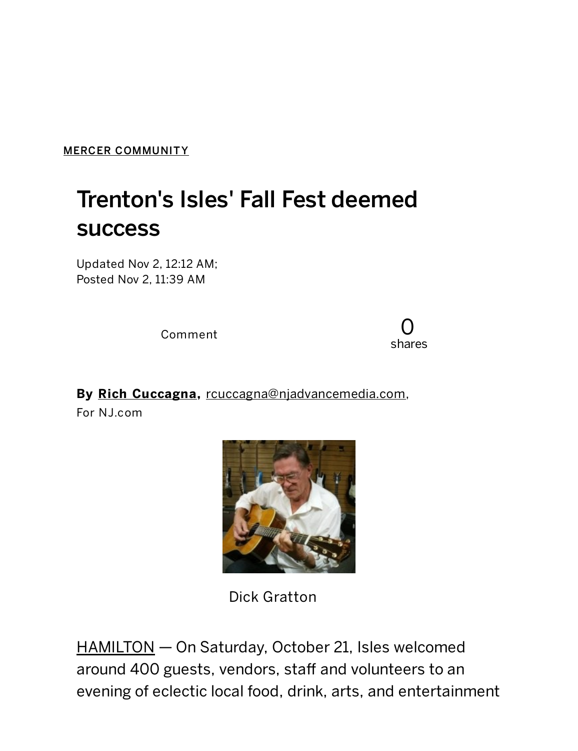MERCER COMMUNITY

# Trenton's Isles' Fall Fest deemed success

Updated Nov 2, 12:12 AM;
Posted Nov 2, 11:39 AM

Comment

0
shares

**By Rich Cuccagna,** rcuccagna@njadvancemedia.com,
For NJ.com

Dick Gratton

HAMILTON — On Saturday, October 21, Isles welcomed around 400 guests, vendors, staff and volunteers to an evening of eclectic local food, drink, arts, and entertainment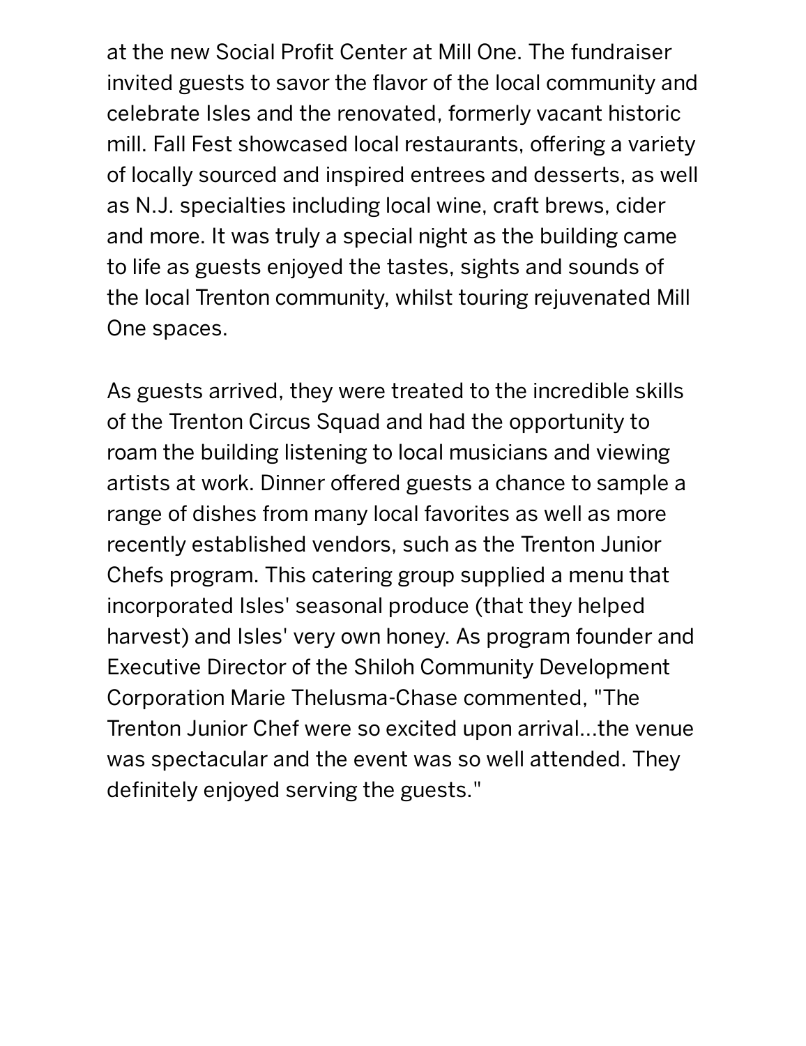at the new Social Profit Center at Mill One. The fundraiser invited guests to savor the flavor of the local community and celebrate Isles and the renovated, formerly vacant historic mill. Fall Fest showcased local restaurants, offering a variety of locally sourced and inspired entrees and desserts, as well as N.J. specialties including local wine, craft brews, cider and more. It was truly a special night as the building came to life as guests enjoyed the tastes, sights and sounds of the local Trenton community, whilst touring rejuvenated Mill One spaces.

As guests arrived, they were treated to the incredible skills of the Trenton Circus Squad and had the opportunity to roam the building listening to local musicians and viewing artists at work. Dinner offered guests a chance to sample a range of dishes from many local favorites as well as more recently established vendors, such as the Trenton Junior Chefs program. This catering group supplied a menu that incorporated Isles' seasonal produce (that they helped harvest) and Isles' very own honey. As program founder and Executive Director of the Shiloh Community Development Corporation Marie Thelusma-Chase commented, "The Trenton Junior Chef were so excited upon arrival...the venue was spectacular and the event was so well attended. They definitely enjoyed serving the guests."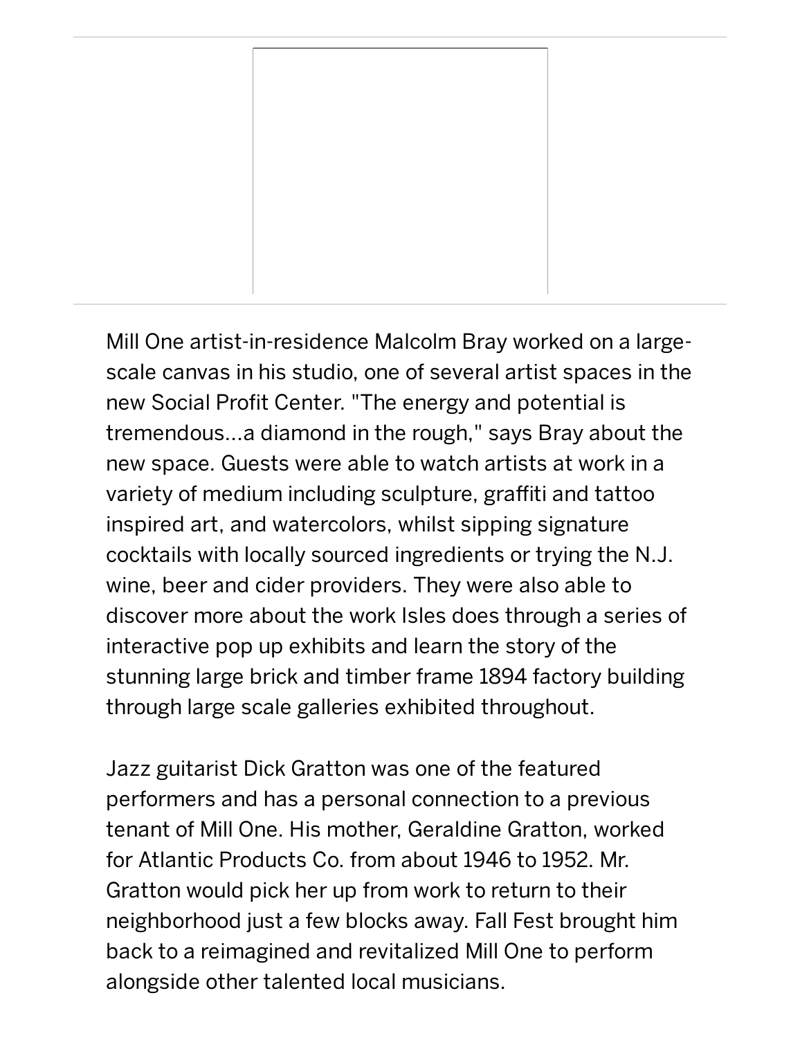Mill One artist-in-residence Malcolm Bray worked on a large-scale canvas in his studio, one of several artist spaces in the new Social Profit Center. "The energy and potential is tremendous...a diamond in the rough," says Bray about the new space. Guests were able to watch artists at work in a variety of medium including sculpture, graffiti and tattoo inspired art, and watercolors, whilst sipping signature cocktails with locally sourced ingredients or trying the N.J. wine, beer and cider providers. They were also able to discover more about the work Isles does through a series of interactive pop up exhibits and learn the story of the stunning large brick and timber frame 1894 factory building through large scale galleries exhibited throughout.

Jazz guitarist Dick Gratton was one of the featured performers and has a personal connection to a previous tenant of Mill One. His mother, Geraldine Gratton, worked for Atlantic Products Co. from about 1946 to 1952. Mr. Gratton would pick her up from work to return to their neighborhood just a few blocks away. Fall Fest brought him back to a reimagined and revitalized Mill One to perform alongside other talented local musicians.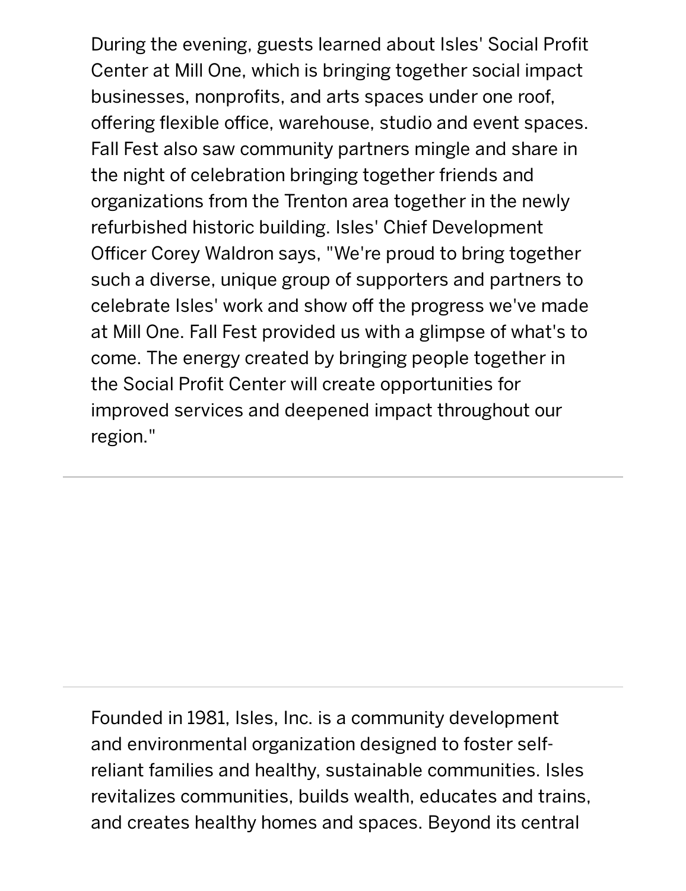During the evening, guests learned about Isles' Social Profit Center at Mill One, which is bringing together social impact businesses, nonprofits, and arts spaces under one roof, offering flexible office, warehouse, studio and event spaces. Fall Fest also saw community partners mingle and share in the night of celebration bringing together friends and organizations from the Trenton area together in the newly refurbished historic building. Isles' Chief Development Officer Corey Waldron says, "We're proud to bring together such a diverse, unique group of supporters and partners to celebrate Isles' work and show off the progress we've made at Mill One. Fall Fest provided us with a glimpse of what's to come. The energy created by bringing people together in the Social Profit Center will create opportunities for improved services and deepened impact throughout our region."

---

---

Founded in 1981, Isles, Inc. is a community development and environmental organization designed to foster self-reliant families and healthy, sustainable communities. Isles revitalizes communities, builds wealth, educates and trains, and creates healthy homes and spaces. Beyond its central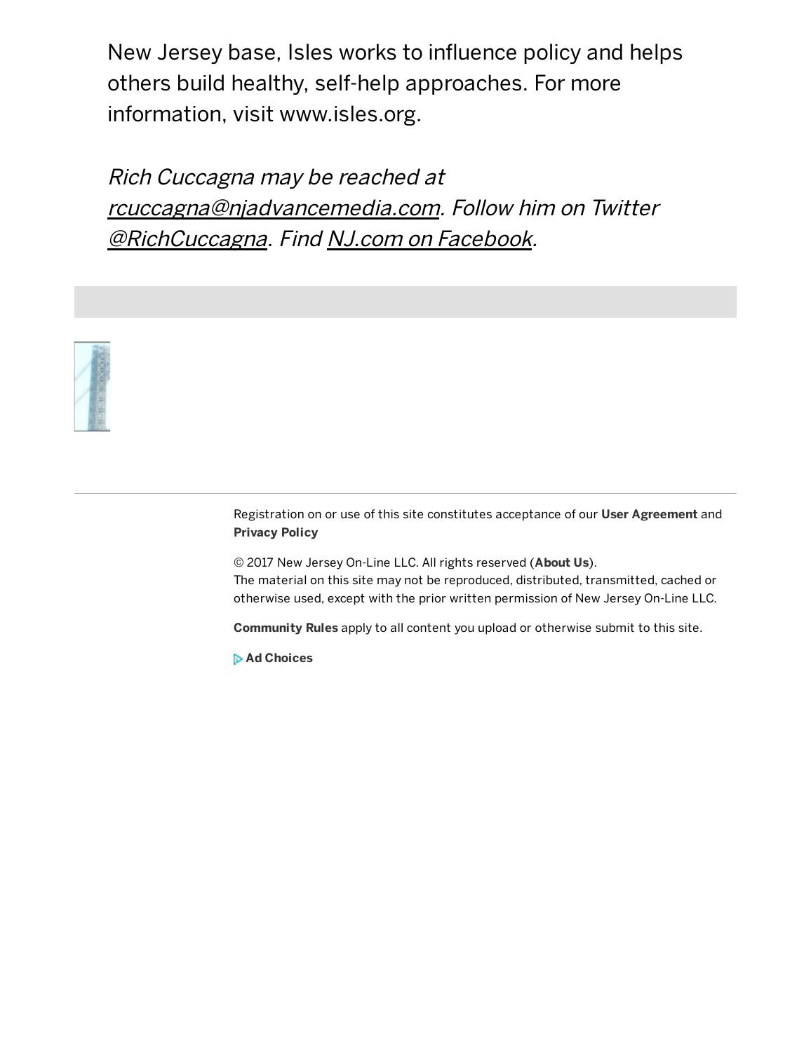New Jersey base, Isles works to influence policy and helps others build healthy, self-help approaches. For more information, visit www.isles.org.

*Rich Cuccagna may be reached at rcuccagna@njadvancemedia.com. Follow him on Twitter @RichCuccagna. Find NJ.com on Facebook.*

Registration on or use of this site constitutes acceptance of our **User Agreement** and **Privacy Policy**

© 2017 New Jersey On-Line LLC. All rights reserved (**About Us**).
The material on this site may not be reproduced, distributed, transmitted, cached or otherwise used, except with the prior written permission of New Jersey On-Line LLC.

**Community Rules** apply to all content you upload or otherwise submit to this site.

**Ad Choices**